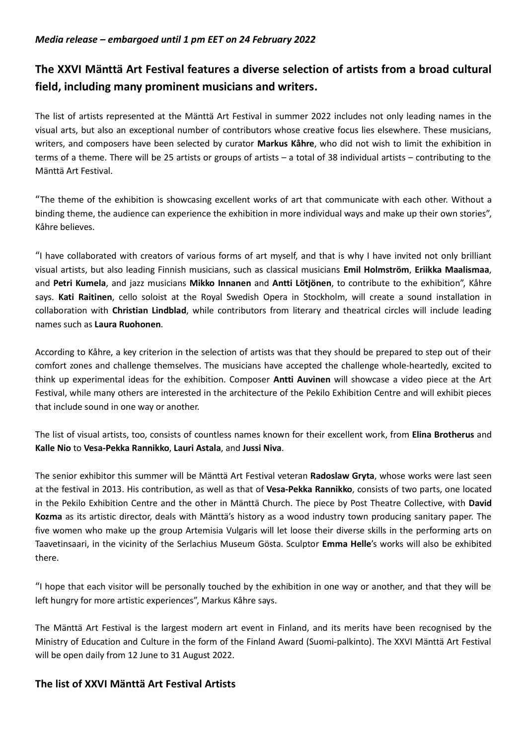*Media release – embargoed until 1 pm EET on 24 February 2022*

## The XXVI Mänttä Art Festival features a diverse selection of artists from a broad cultural field, including many prominent musicians and writers.

The list of artists represented at the Mänttä Art Festival in summer 2022 includes not only leading names in the visual arts, but also an exceptional number of contributors whose creative focus lies elsewhere. These musicians, writers, and composers have been selected by curator **Markus Kåhre**, who did not wish to limit the exhibition in terms of a theme. There will be 25 artists or groups of artists – a total of 38 individual artists – contributing to the Mänttä Art Festival.

"The theme of the exhibition is showcasing excellent works of art that communicate with each other. Without a binding theme, the audience can experience the exhibition in more individual ways and make up their own stories", Kåhre believes.

"I have collaborated with creators of various forms of art myself, and that is why I have invited not only brilliant visual artists, but also leading Finnish musicians, such as classical musicians **Emil Holmström**, **Eriikka Maalismaa**, and **Petri Kumela**, and jazz musicians **Mikko Innanen** and **Antti Lötjönen**, to contribute to the exhibition", Kåhre says. **Kati Raitinen**, cello soloist at the Royal Swedish Opera in Stockholm, will create a sound installation in collaboration with **Christian Lindblad**, while contributors from literary and theatrical circles will include leading names such as **Laura Ruohonen**.

According to Kåhre, a key criterion in the selection of artists was that they should be prepared to step out of their comfort zones and challenge themselves. The musicians have accepted the challenge whole-heartedly, excited to think up experimental ideas for the exhibition. Composer **Antti Auvinen** will showcase a video piece at the Art Festival, while many others are interested in the architecture of the Pekilo Exhibition Centre and will exhibit pieces that include sound in one way or another.

The list of visual artists, too, consists of countless names known for their excellent work, from **Elina Brotherus** and **Kalle Nio** to **Vesa-Pekka Rannikko**, **Lauri Astala**, and **Jussi Niva**.

The senior exhibitor this summer will be Mänttä Art Festival veteran **Radoslaw Gryta**, whose works were last seen at the festival in 2013. His contribution, as well as that of **Vesa-Pekka Rannikko**, consists of two parts, one located in the Pekilo Exhibition Centre and the other in Mänttä Church. The piece by Post Theatre Collective, with **David Kozma** as its artistic director, deals with Mänttä's history as a wood industry town producing sanitary paper. The five women who make up the group Artemisia Vulgaris will let loose their diverse skills in the performing arts on Taavetinsaari, in the vicinity of the Serlachius Museum Gösta. Sculptor **Emma Helle**'s works will also be exhibited there.

"I hope that each visitor will be personally touched by the exhibition in one way or another, and that they will be left hungry for more artistic experiences", Markus Kåhre says.

The Mänttä Art Festival is the largest modern art event in Finland, and its merits have been recognised by the Ministry of Education and Culture in the form of the Finland Award (Suomi-palkinto). The XXVI Mänttä Art Festival will be open daily from 12 June to 31 August 2022.

## The list of XXVI Mänttä Art Festival Artists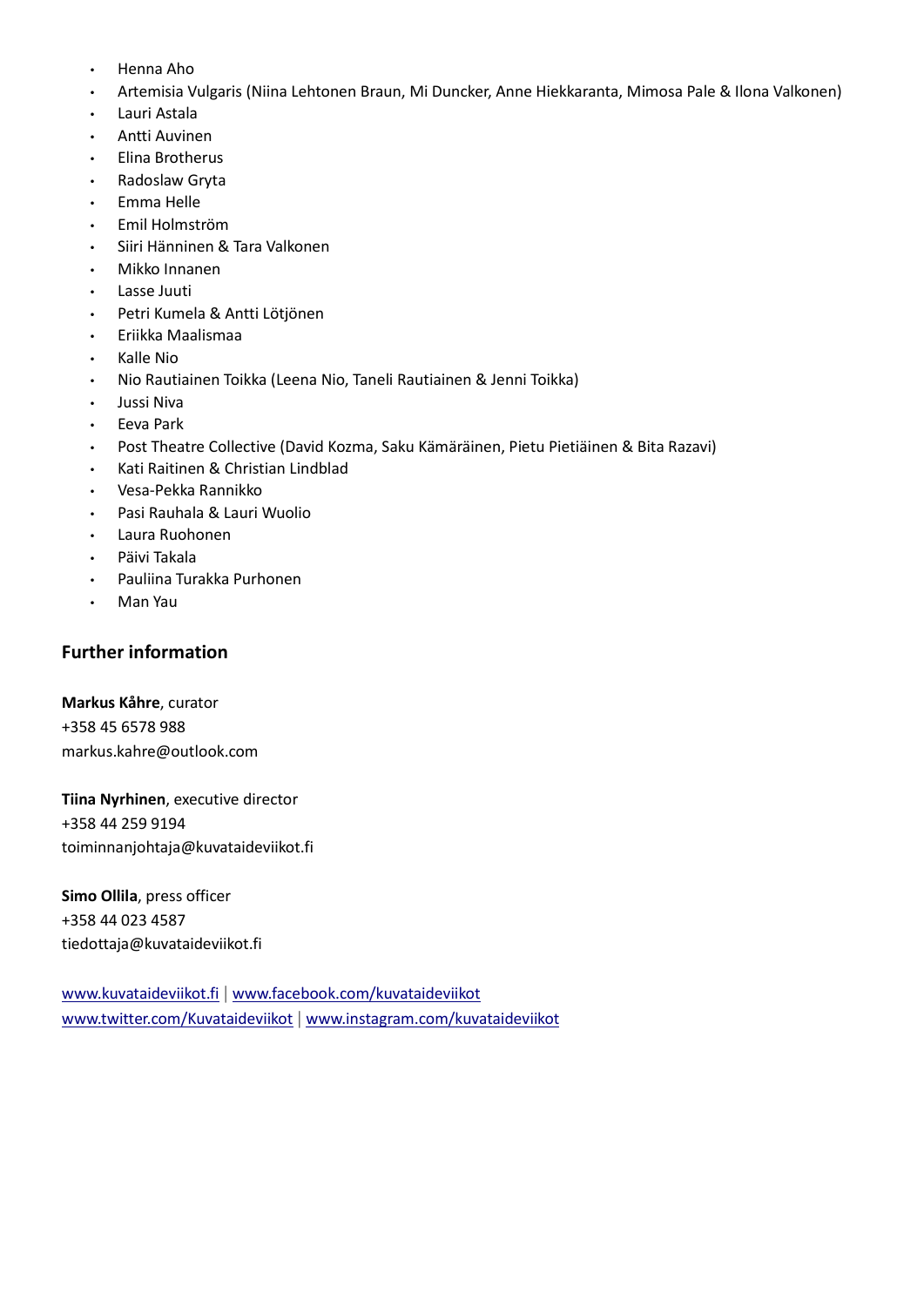- Henna Aho
- Artemisia Vulgaris (Niina Lehtonen Braun, Mi Duncker, Anne Hiekkaranta, Mimosa Pale & Ilona Valkonen)
- Lauri Astala
- Antti Auvinen
- Elina Brotherus
- Radoslaw Gryta
- Emma Helle
- Emil Holmström
- Siiri Hänninen & Tara Valkonen
- Mikko Innanen
- Lasse Juuti
- Petri Kumela & Antti Lötjönen
- Eriikka Maalismaa
- Kalle Nio
- Nio Rautiainen Toikka (Leena Nio, Taneli Rautiainen & Jenni Toikka)
- Jussi Niva
- Eeva Park
- Post Theatre Collective (David Kozma, Saku Kämäräinen, Pietu Pietiäinen & Bita Razavi)
- Kati Raitinen & Christian Lindblad
- Vesa-Pekka Rannikko
- Pasi Rauhala & Lauri Wuolio
- Laura Ruohonen
- Päivi Takala
- Pauliina Turakka Purhonen
- Man Yau

## Further information

**Markus Kåhre**, curator
+358 45 6578 988
markus.kahre@outlook.com

**Tiina Nyrhinen**, executive director
+358 44 259 9194
toiminnanjohtaja@kuvataideviikot.fi

**Simo Ollila**, press officer
+358 44 023 4587
tiedottaja@kuvataideviikot.fi

www.kuvataideviikot.fi | www.facebook.com/kuvataideviikot
www.twitter.com/Kuvataideviikot | www.instagram.com/kuvataideviikot